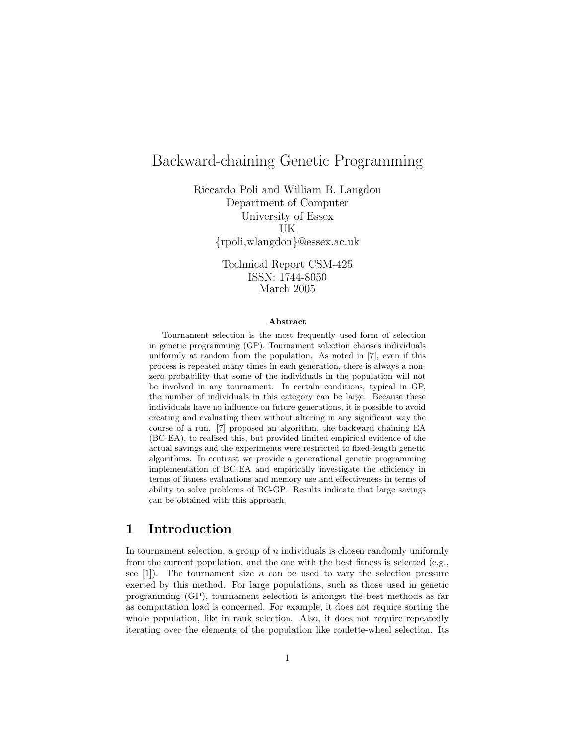# Backward-chaining Genetic Programming

Riccardo Poli and William B. Langdon
Department of Computer
University of Essex
UK
{rpoli,wlangdon}@essex.ac.uk

Technical Report CSM-425
ISSN: 1744-8050
March 2005

**Abstract**

Tournament selection is the most frequently used form of selection in genetic programming (GP). Tournament selection chooses individuals uniformly at random from the population. As noted in [7], even if this process is repeated many times in each generation, there is always a non-zero probability that some of the individuals in the population will not be involved in any tournament. In certain conditions, typical in GP, the number of individuals in this category can be large. Because these individuals have no influence on future generations, it is possible to avoid creating and evaluating them without altering in any significant way the course of a run. [7] proposed an algorithm, the backward chaining EA (BC-EA), to realised this, but provided limited empirical evidence of the actual savings and the experiments were restricted to fixed-length genetic algorithms. In contrast we provide a generational genetic programming implementation of BC-EA and empirically investigate the efficiency in terms of fitness evaluations and memory use and effectiveness in terms of ability to solve problems of BC-GP. Results indicate that large savings can be obtained with this approach.

## 1 Introduction

In tournament selection, a group of $n$ individuals is chosen randomly uniformly from the current population, and the one with the best fitness is selected (e.g., see [1]). The tournament size $n$ can be used to vary the selection pressure exerted by this method. For large populations, such as those used in genetic programming (GP), tournament selection is amongst the best methods as far as computation load is concerned. For example, it does not require sorting the whole population, like in rank selection. Also, it does not require repeatedly iterating over the elements of the population like roulette-wheel selection. Its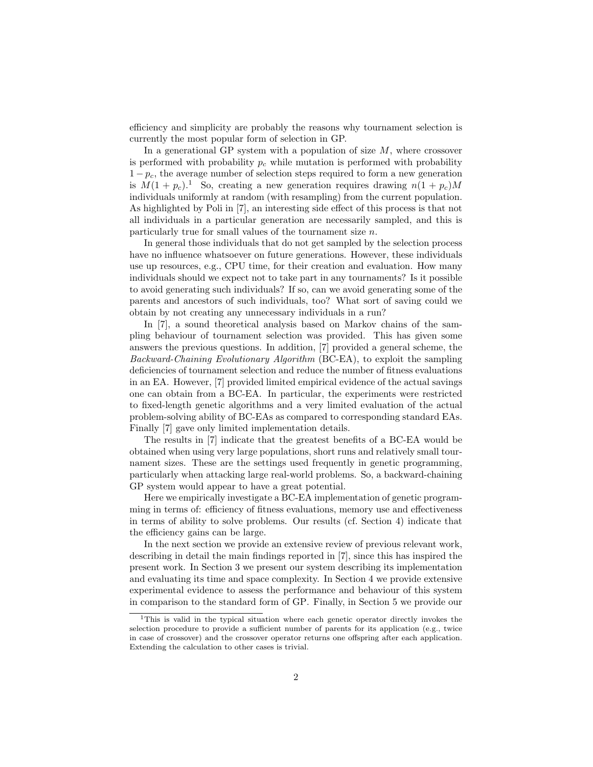efficiency and simplicity are probably the reasons why tournament selection is currently the most popular form of selection in GP.

In a generational GP system with a population of size $M$, where crossover is performed with probability $p_c$ while mutation is performed with probability $1 - p_c$, the average number of selection steps required to form a new generation is $M(1 + p_c)$.[1] So, creating a new generation requires drawing $n(1 + p_c)M$ individuals uniformly at random (with resampling) from the current population. As highlighted by Poli in [7], an interesting side effect of this process is that not all individuals in a particular generation are necessarily sampled, and this is particularly true for small values of the tournament size $n$.

In general those individuals that do not get sampled by the selection process have no influence whatsoever on future generations. However, these individuals use up resources, e.g., CPU time, for their creation and evaluation. How many individuals should we expect not to take part in any tournaments? Is it possible to avoid generating such individuals? If so, can we avoid generating some of the parents and ancestors of such individuals, too? What sort of saving could we obtain by not creating any unnecessary individuals in a run?

In [7], a sound theoretical analysis based on Markov chains of the sampling behaviour of tournament selection was provided. This has given some answers the previous questions. In addition, [7] provided a general scheme, the *Backward-Chaining Evolutionary Algorithm* (BC-EA), to exploit the sampling deficiencies of tournament selection and reduce the number of fitness evaluations in an EA. However, [7] provided limited empirical evidence of the actual savings one can obtain from a BC-EA. In particular, the experiments were restricted to fixed-length genetic algorithms and a very limited evaluation of the actual problem-solving ability of BC-EAs as compared to corresponding standard EAs. Finally [7] gave only limited implementation details.

The results in [7] indicate that the greatest benefits of a BC-EA would be obtained when using very large populations, short runs and relatively small tournament sizes. These are the settings used frequently in genetic programming, particularly when attacking large real-world problems. So, a backward-chaining GP system would appear to have a great potential.

Here we empirically investigate a BC-EA implementation of genetic programming in terms of: efficiency of fitness evaluations, memory use and effectiveness in terms of ability to solve problems. Our results (cf. Section 4) indicate that the efficiency gains can be large.

In the next section we provide an extensive review of previous relevant work, describing in detail the main findings reported in [7], since this has inspired the present work. In Section 3 we present our system describing its implementation and evaluating its time and space complexity. In Section 4 we provide extensive experimental evidence to assess the performance and behaviour of this system in comparison to the standard form of GP. Finally, in Section 5 we provide our

---

[1] This is valid in the typical situation where each genetic operator directly invokes the selection procedure to provide a sufficient number of parents for its application (e.g., twice in case of crossover) and the crossover operator returns one offspring after each application. Extending the calculation to other cases is trivial.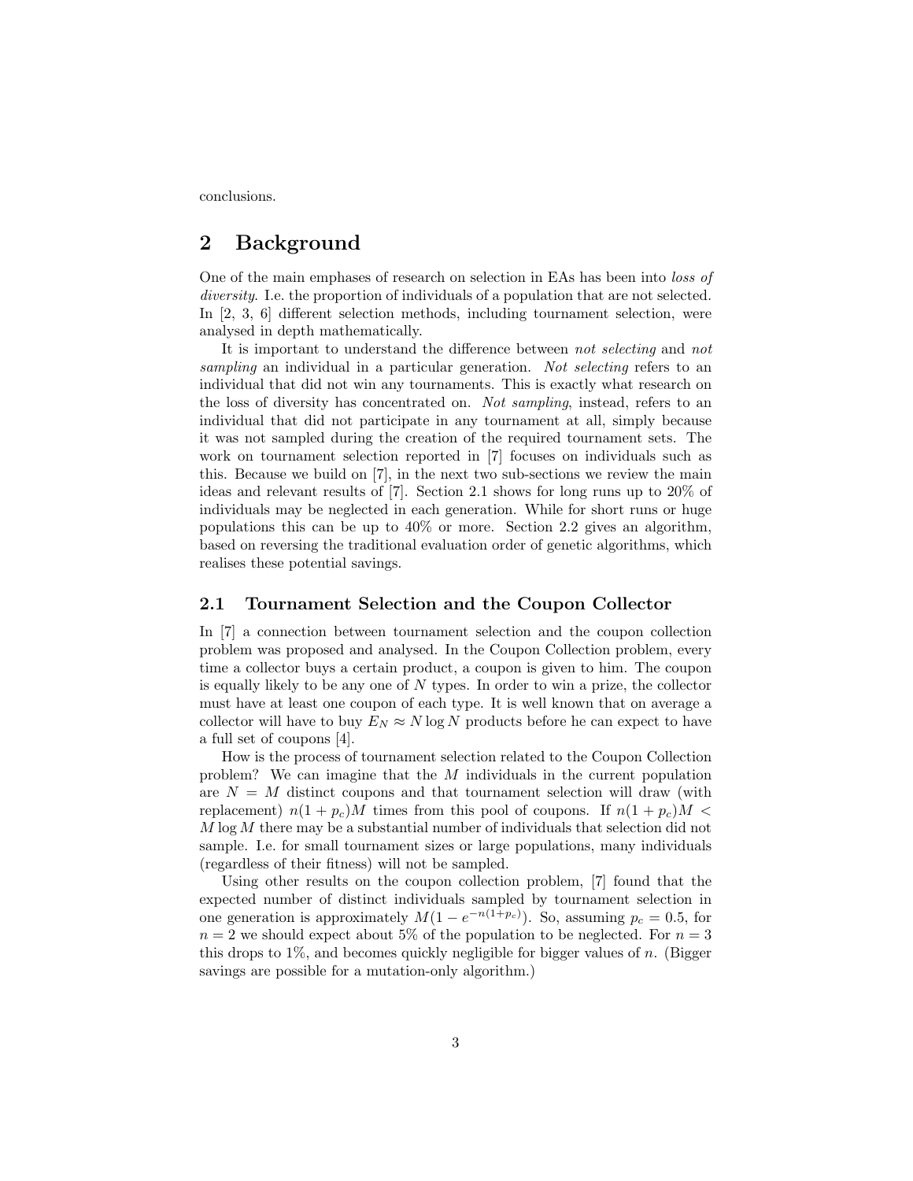conclusions.

## 2 Background

One of the main emphases of research on selection in EAs has been into *loss of diversity*. I.e. the proportion of individuals of a population that are not selected. In [2, 3, 6] different selection methods, including tournament selection, were analysed in depth mathematically.

It is important to understand the difference between *not selecting* and *not sampling* an individual in a particular generation. *Not selecting* refers to an individual that did not win any tournaments. This is exactly what research on the loss of diversity has concentrated on. *Not sampling*, instead, refers to an individual that did not participate in any tournament at all, simply because it was not sampled during the creation of the required tournament sets. The work on tournament selection reported in [7] focuses on individuals such as this. Because we build on [7], in the next two sub-sections we review the main ideas and relevant results of [7]. Section 2.1 shows for long runs up to 20% of individuals may be neglected in each generation. While for short runs or huge populations this can be up to 40% or more. Section 2.2 gives an algorithm, based on reversing the traditional evaluation order of genetic algorithms, which realises these potential savings.

### 2.1 Tournament Selection and the Coupon Collector

In [7] a connection between tournament selection and the coupon collection problem was proposed and analysed. In the Coupon Collection problem, every time a collector buys a certain product, a coupon is given to him. The coupon is equally likely to be any one of $N$ types. In order to win a prize, the collector must have at least one coupon of each type. It is well known that on average a collector will have to buy $E_N \approx N \log N$ products before he can expect to have a full set of coupons [4].

How is the process of tournament selection related to the Coupon Collection problem? We can imagine that the $M$ individuals in the current population are $N = M$ distinct coupons and that tournament selection will draw (with replacement) $n(1 + p_c)M$ times from this pool of coupons. If $n(1 + p_c)M < M \log M$ there may be a substantial number of individuals that selection did not sample. I.e. for small tournament sizes or large populations, many individuals (regardless of their fitness) will not be sampled.

Using other results on the coupon collection problem, [7] found that the expected number of distinct individuals sampled by tournament selection in one generation is approximately $M(1 - e^{-n(1+p_c)})$. So, assuming $p_c = 0.5$, for $n = 2$ we should expect about 5% of the population to be neglected. For $n = 3$ this drops to 1%, and becomes quickly negligible for bigger values of $n$. (Bigger savings are possible for a mutation-only algorithm.)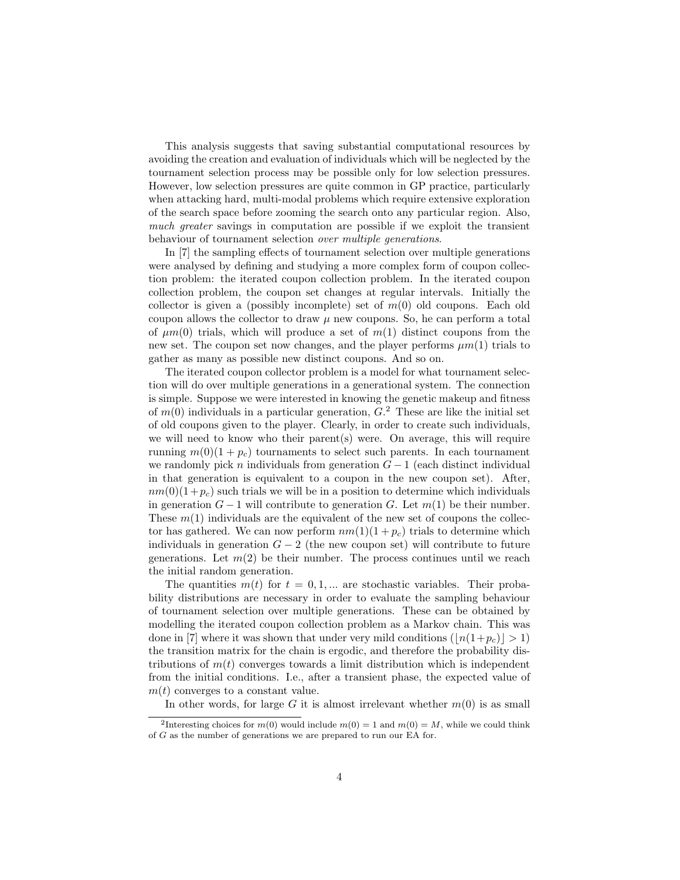This analysis suggests that saving substantial computational resources by avoiding the creation and evaluation of individuals which will be neglected by the tournament selection process may be possible only for low selection pressures. However, low selection pressures are quite common in GP practice, particularly when attacking hard, multi-modal problems which require extensive exploration of the search space before zooming the search onto any particular region. Also, *much greater* savings in computation are possible if we exploit the transient behaviour of tournament selection *over multiple generations*.

In [7] the sampling effects of tournament selection over multiple generations were analysed by defining and studying a more complex form of coupon collection problem: the iterated coupon collection problem. In the iterated coupon collection problem, the coupon set changes at regular intervals. Initially the collector is given a (possibly incomplete) set of $m(0)$ old coupons. Each old coupon allows the collector to draw $\mu$ new coupons. So, he can perform a total of $\mu m(0)$ trials, which will produce a set of $m(1)$ distinct coupons from the new set. The coupon set now changes, and the player performs $\mu m(1)$ trials to gather as many as possible new distinct coupons. And so on.

The iterated coupon collector problem is a model for what tournament selection will do over multiple generations in a generational system. The connection is simple. Suppose we were interested in knowing the genetic makeup and fitness of $m(0)$ individuals in a particular generation, $G$.[2] These are like the initial set of old coupons given to the player. Clearly, in order to create such individuals, we will need to know who their parent(s) were. On average, this will require running $m(0)(1+p_c)$ tournaments to select such parents. In each tournament we randomly pick $n$ individuals from generation $G-1$ (each distinct individual in that generation is equivalent to a coupon in the new coupon set). After, $nm(0)(1+p_c)$ such trials we will be in a position to determine which individuals in generation $G-1$ will contribute to generation $G$. Let $m(1)$ be their number. These $m(1)$ individuals are the equivalent of the new set of coupons the collector has gathered. We can now perform $nm(1)(1+p_c)$ trials to determine which individuals in generation $G-2$ (the new coupon set) will contribute to future generations. Let $m(2)$ be their number. The process continues until we reach the initial random generation.

The quantities $m(t)$ for $t = 0, 1, ...$ are stochastic variables. Their probability distributions are necessary in order to evaluate the sampling behaviour of tournament selection over multiple generations. These can be obtained by modelling the iterated coupon collection problem as a Markov chain. This was done in [7] where it was shown that under very mild conditions ($\lfloor n(1+p_c) \rfloor > 1$) the transition matrix for the chain is ergodic, and therefore the probability distributions of $m(t)$ converges towards a limit distribution which is independent from the initial conditions. I.e., after a transient phase, the expected value of $m(t)$ converges to a constant value.

In other words, for large $G$ it is almost irrelevant whether $m(0)$ is as small

[2] Interesting choices for $m(0)$ would include $m(0) = 1$ and $m(0) = M$, while we could think of $G$ as the number of generations we are prepared to run our EA for.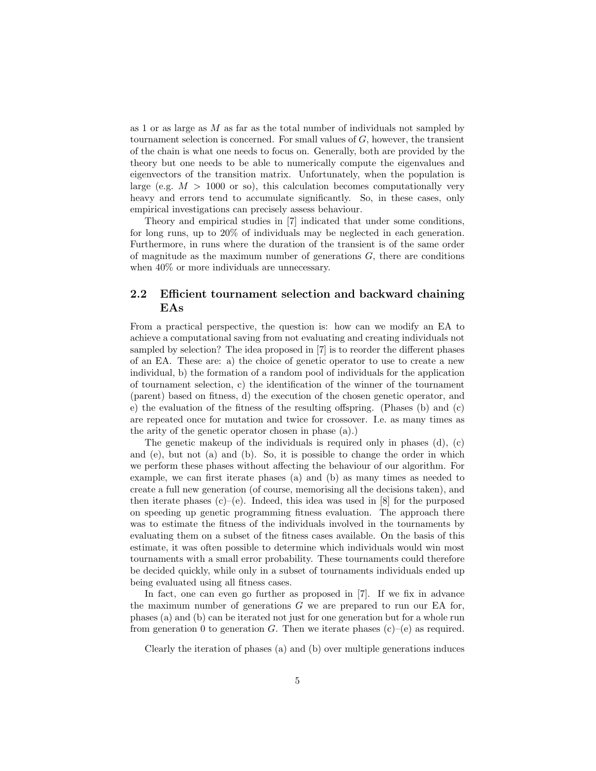as 1 or as large as $M$ as far as the total number of individuals not sampled by tournament selection is concerned. For small values of $G$, however, the transient of the chain is what one needs to focus on. Generally, both are provided by the theory but one needs to be able to numerically compute the eigenvalues and eigenvectors of the transition matrix. Unfortunately, when the population is large (e.g. $M > 1000$ or so), this calculation becomes computationally very heavy and errors tend to accumulate significantly. So, in these cases, only empirical investigations can precisely assess behaviour.

Theory and empirical studies in [7] indicated that under some conditions, for long runs, up to 20% of individuals may be neglected in each generation. Furthermore, in runs where the duration of the transient is of the same order of magnitude as the maximum number of generations $G$, there are conditions when 40% or more individuals are unnecessary.

## 2.2 Efficient tournament selection and backward chaining EAs

From a practical perspective, the question is: how can we modify an EA to achieve a computational saving from not evaluating and creating individuals not sampled by selection? The idea proposed in [7] is to reorder the different phases of an EA. These are: a) the choice of genetic operator to use to create a new individual, b) the formation of a random pool of individuals for the application of tournament selection, c) the identification of the winner of the tournament (parent) based on fitness, d) the execution of the chosen genetic operator, and e) the evaluation of the fitness of the resulting offspring. (Phases (b) and (c) are repeated once for mutation and twice for crossover. I.e. as many times as the arity of the genetic operator chosen in phase (a).)

The genetic makeup of the individuals is required only in phases (d), (c) and (e), but not (a) and (b). So, it is possible to change the order in which we perform these phases without affecting the behaviour of our algorithm. For example, we can first iterate phases (a) and (b) as many times as needed to create a full new generation (of course, memorising all the decisions taken), and then iterate phases (c)–(e). Indeed, this idea was used in [8] for the purposed on speeding up genetic programming fitness evaluation. The approach there was to estimate the fitness of the individuals involved in the tournaments by evaluating them on a subset of the fitness cases available. On the basis of this estimate, it was often possible to determine which individuals would win most tournaments with a small error probability. These tournaments could therefore be decided quickly, while only in a subset of tournaments individuals ended up being evaluated using all fitness cases.

In fact, one can even go further as proposed in [7]. If we fix in advance the maximum number of generations $G$ we are prepared to run our EA for, phases (a) and (b) can be iterated not just for one generation but for a whole run from generation 0 to generation $G$. Then we iterate phases (c)–(e) as required.

Clearly the iteration of phases (a) and (b) over multiple generations induces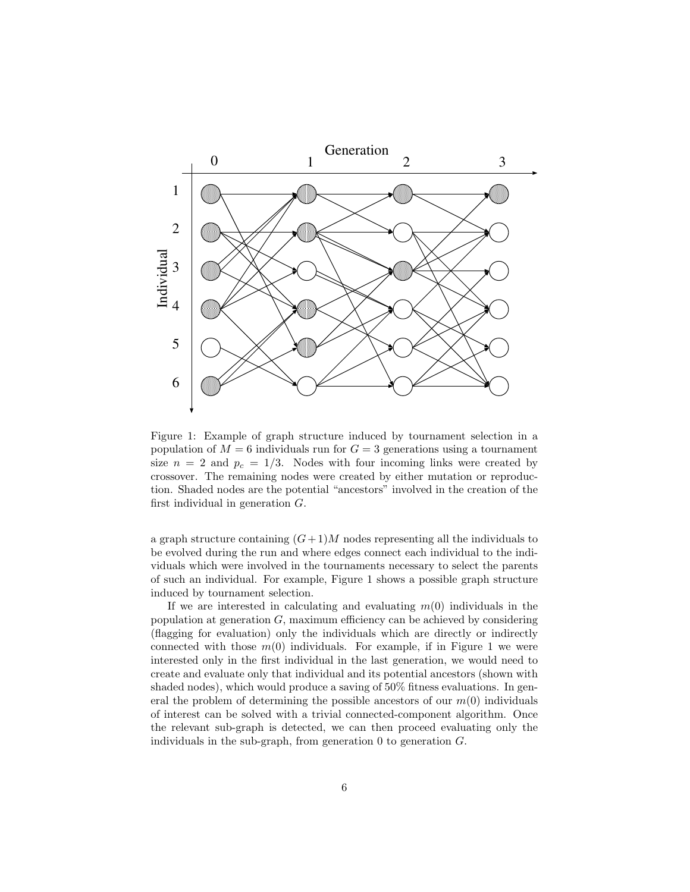Figure 1: Example of graph structure induced by tournament selection in a population of $M = 6$ individuals run for $G = 3$ generations using a tournament size $n = 2$ and $p_c = 1/3$. Nodes with four incoming links were created by crossover. The remaining nodes were created by either mutation or reproduction. Shaded nodes are the potential "ancestors" involved in the creation of the first individual in generation $G$.

a graph structure containing $(G+1)M$ nodes representing all the individuals to be evolved during the run and where edges connect each individual to the individuals which were involved in the tournaments necessary to select the parents of such an individual. For example, Figure 1 shows a possible graph structure induced by tournament selection.

If we are interested in calculating and evaluating $m(0)$ individuals in the population at generation $G$, maximum efficiency can be achieved by considering (flagging for evaluation) only the individuals which are directly or indirectly connected with those $m(0)$ individuals. For example, if in Figure 1 we were interested only in the first individual in the last generation, we would need to create and evaluate only that individual and its potential ancestors (shown with shaded nodes), which would produce a saving of 50% fitness evaluations. In general the problem of determining the possible ancestors of our $m(0)$ individuals of interest can be solved with a trivial connected-component algorithm. Once the relevant sub-graph is detected, we can then proceed evaluating only the individuals in the sub-graph, from generation 0 to generation $G$.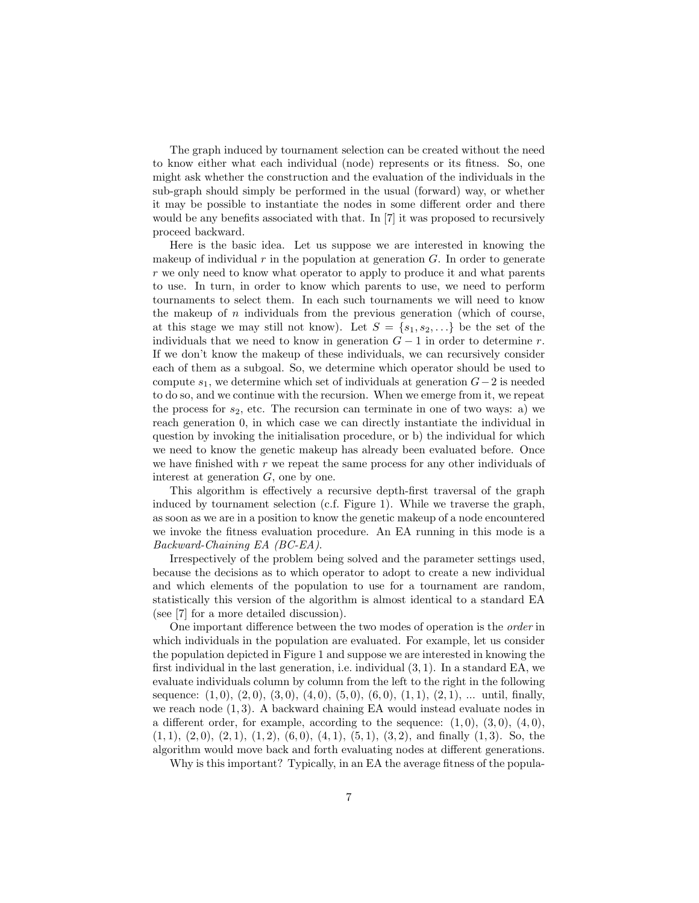The graph induced by tournament selection can be created without the need to know either what each individual (node) represents or its fitness. So, one might ask whether the construction and the evaluation of the individuals in the sub-graph should simply be performed in the usual (forward) way, or whether it may be possible to instantiate the nodes in some different order and there would be any benefits associated with that. In [7] it was proposed to recursively proceed backward.

Here is the basic idea. Let us suppose we are interested in knowing the makeup of individual $r$ in the population at generation $G$. In order to generate $r$ we only need to know what operator to apply to produce it and what parents to use. In turn, in order to know which parents to use, we need to perform tournaments to select them. In each such tournaments we will need to know the makeup of $n$ individuals from the previous generation (which of course, at this stage we may still not know). Let $S = \{s_1, s_2, \ldots\}$ be the set of the individuals that we need to know in generation $G - 1$ in order to determine $r$. If we don't know the makeup of these individuals, we can recursively consider each of them as a subgoal. So, we determine which operator should be used to compute $s_1$, we determine which set of individuals at generation $G-2$ is needed to do so, and we continue with the recursion. When we emerge from it, we repeat the process for $s_2$, etc. The recursion can terminate in one of two ways: a) we reach generation 0, in which case we can directly instantiate the individual in question by invoking the initialisation procedure, or b) the individual for which we need to know the genetic makeup has already been evaluated before. Once we have finished with $r$ we repeat the same process for any other individuals of interest at generation $G$, one by one.

This algorithm is effectively a recursive depth-first traversal of the graph induced by tournament selection (c.f. Figure 1). While we traverse the graph, as soon as we are in a position to know the genetic makeup of a node encountered we invoke the fitness evaluation procedure. An EA running in this mode is a *Backward-Chaining EA (BC-EA)*.

Irrespectively of the problem being solved and the parameter settings used, because the decisions as to which operator to adopt to create a new individual and which elements of the population to use for a tournament are random, statistically this version of the algorithm is almost identical to a standard EA (see [7] for a more detailed discussion).

One important difference between the two modes of operation is the *order* in which individuals in the population are evaluated. For example, let us consider the population depicted in Figure 1 and suppose we are interested in knowing the first individual in the last generation, i.e. individual $(3, 1)$. In a standard EA, we evaluate individuals column by column from the left to the right in the following sequence: $(1, 0)$, $(2, 0)$, $(3, 0)$, $(4, 0)$, $(5, 0)$, $(6, 0)$, $(1, 1)$, $(2, 1)$, ... until, finally, we reach node $(1, 3)$. A backward chaining EA would instead evaluate nodes in a different order, for example, according to the sequence: $(1, 0)$, $(3, 0)$, $(4, 0)$, $(1, 1)$, $(2, 0)$, $(2, 1)$, $(1, 2)$, $(6, 0)$, $(4, 1)$, $(5, 1)$, $(3, 2)$, and finally $(1, 3)$. So, the algorithm would move back and forth evaluating nodes at different generations.

Why is this important? Typically, in an EA the average fitness of the popula-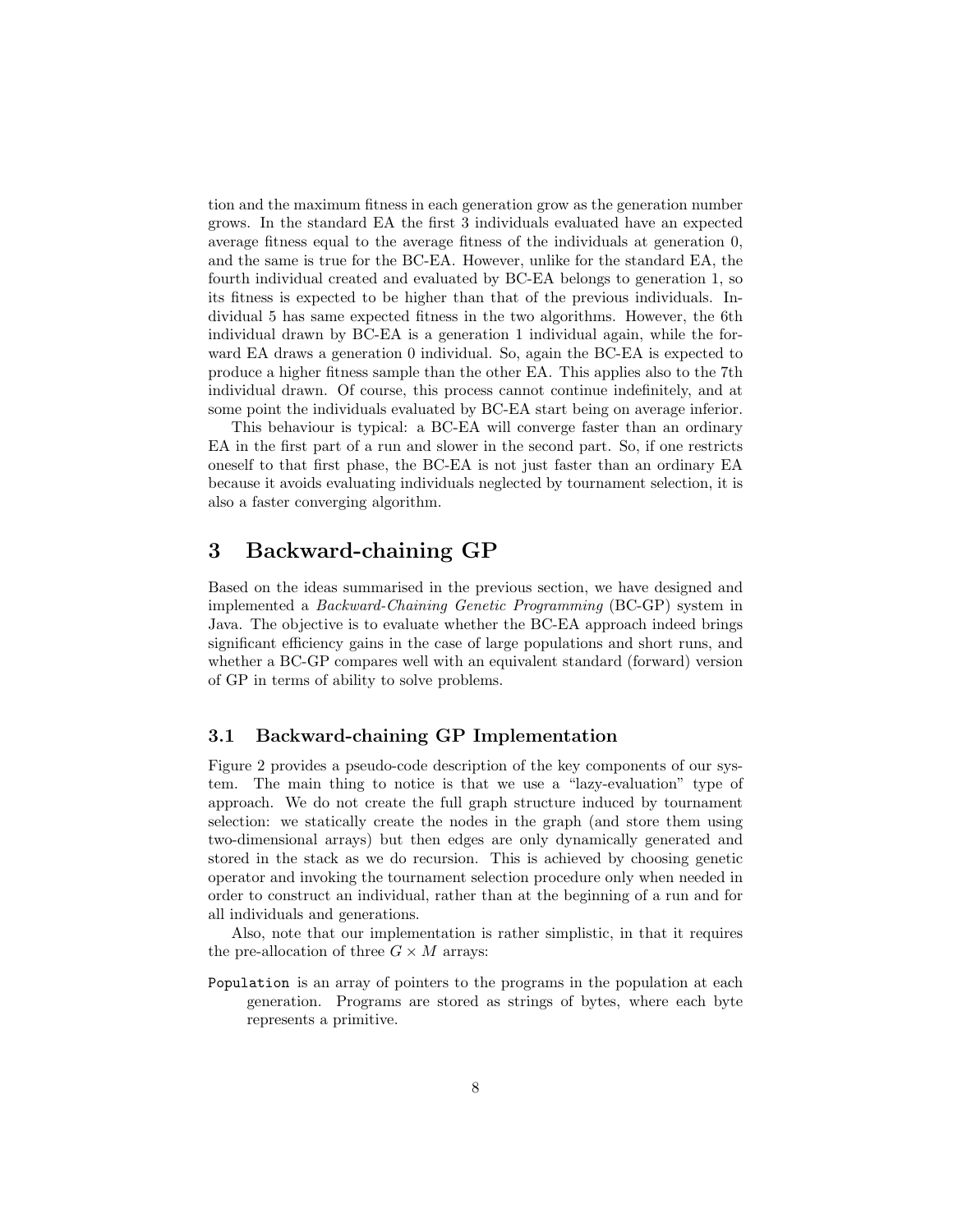tion and the maximum fitness in each generation grow as the generation number grows. In the standard EA the first 3 individuals evaluated have an expected average fitness equal to the average fitness of the individuals at generation 0, and the same is true for the BC-EA. However, unlike for the standard EA, the fourth individual created and evaluated by BC-EA belongs to generation 1, so its fitness is expected to be higher than that of the previous individuals. Individual 5 has same expected fitness in the two algorithms. However, the 6th individual drawn by BC-EA is a generation 1 individual again, while the forward EA draws a generation 0 individual. So, again the BC-EA is expected to produce a higher fitness sample than the other EA. This applies also to the 7th individual drawn. Of course, this process cannot continue indefinitely, and at some point the individuals evaluated by BC-EA start being on average inferior.

This behaviour is typical: a BC-EA will converge faster than an ordinary EA in the first part of a run and slower in the second part. So, if one restricts oneself to that first phase, the BC-EA is not just faster than an ordinary EA because it avoids evaluating individuals neglected by tournament selection, it is also a faster converging algorithm.

# 3 Backward-chaining GP

Based on the ideas summarised in the previous section, we have designed and implemented a *Backward-Chaining Genetic Programming* (BC-GP) system in Java. The objective is to evaluate whether the BC-EA approach indeed brings significant efficiency gains in the case of large populations and short runs, and whether a BC-GP compares well with an equivalent standard (forward) version of GP in terms of ability to solve problems.

## 3.1 Backward-chaining GP Implementation

Figure 2 provides a pseudo-code description of the key components of our system. The main thing to notice is that we use a "lazy-evaluation" type of approach. We do not create the full graph structure induced by tournament selection: we statically create the nodes in the graph (and store them using two-dimensional arrays) but then edges are only dynamically generated and stored in the stack as we do recursion. This is achieved by choosing genetic operator and invoking the tournament selection procedure only when needed in order to construct an individual, rather than at the beginning of a run and for all individuals and generations.

Also, note that our implementation is rather simplistic, in that it requires the pre-allocation of three $G \times M$ arrays:

`Population` is an array of pointers to the programs in the population at each generation. Programs are stored as strings of bytes, where each byte represents a primitive.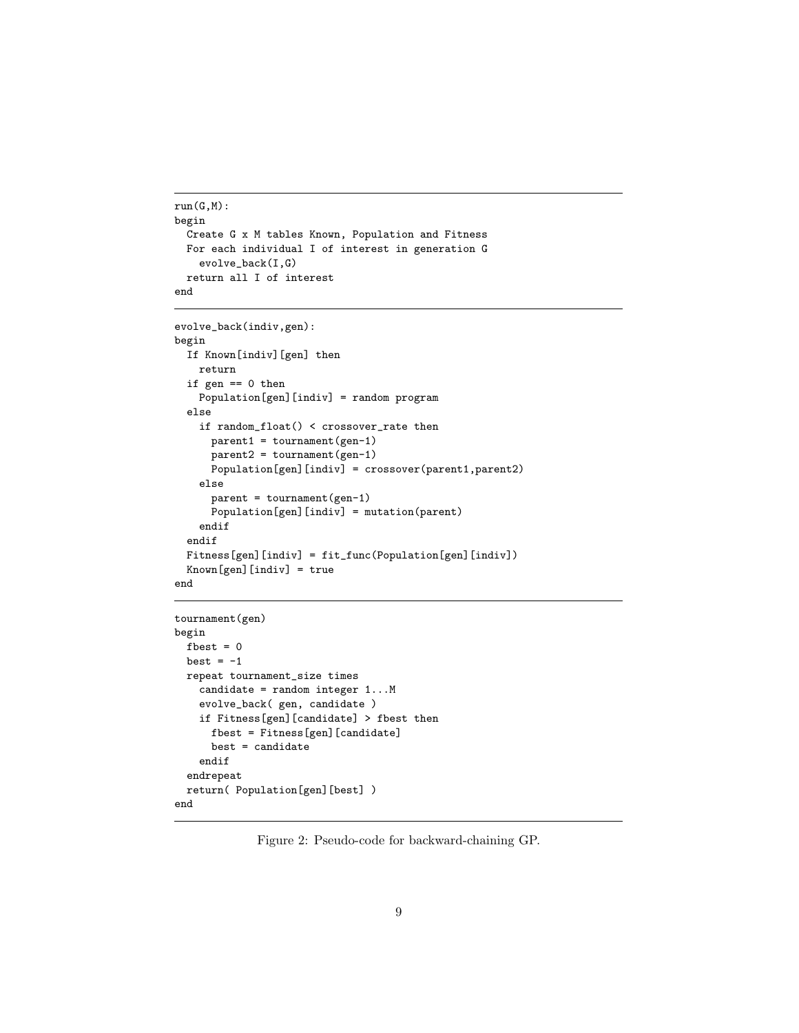```
run(G,M):
begin
  Create G x M tables Known, Population and Fitness
  For each individual I of interest in generation G
    evolve_back(I,G)
  return all I of interest
end
```

```
evolve_back(indiv,gen):
begin
  If Known[indiv][gen] then
    return
  if gen == 0 then
    Population[gen][indiv] = random program
  else
    if random_float() < crossover_rate then
      parent1 = tournament(gen-1)
      parent2 = tournament(gen-1)
      Population[gen][indiv] = crossover(parent1,parent2)
    else
      parent = tournament(gen-1)
      Population[gen][indiv] = mutation(parent)
    endif
  endif
  Fitness[gen][indiv] = fit_func(Population[gen][indiv])
  Known[gen][indiv] = true
end
```

```
tournament(gen)
begin
  fbest = 0
  best = -1
  repeat tournament_size times
    candidate = random integer 1...M
    evolve_back( gen, candidate )
    if Fitness[gen][candidate] > fbest then
      fbest = Fitness[gen][candidate]
      best = candidate
    endif
  endrepeat
  return( Population[gen][best] )
end
```

Figure 2: Pseudo-code for backward-chaining GP.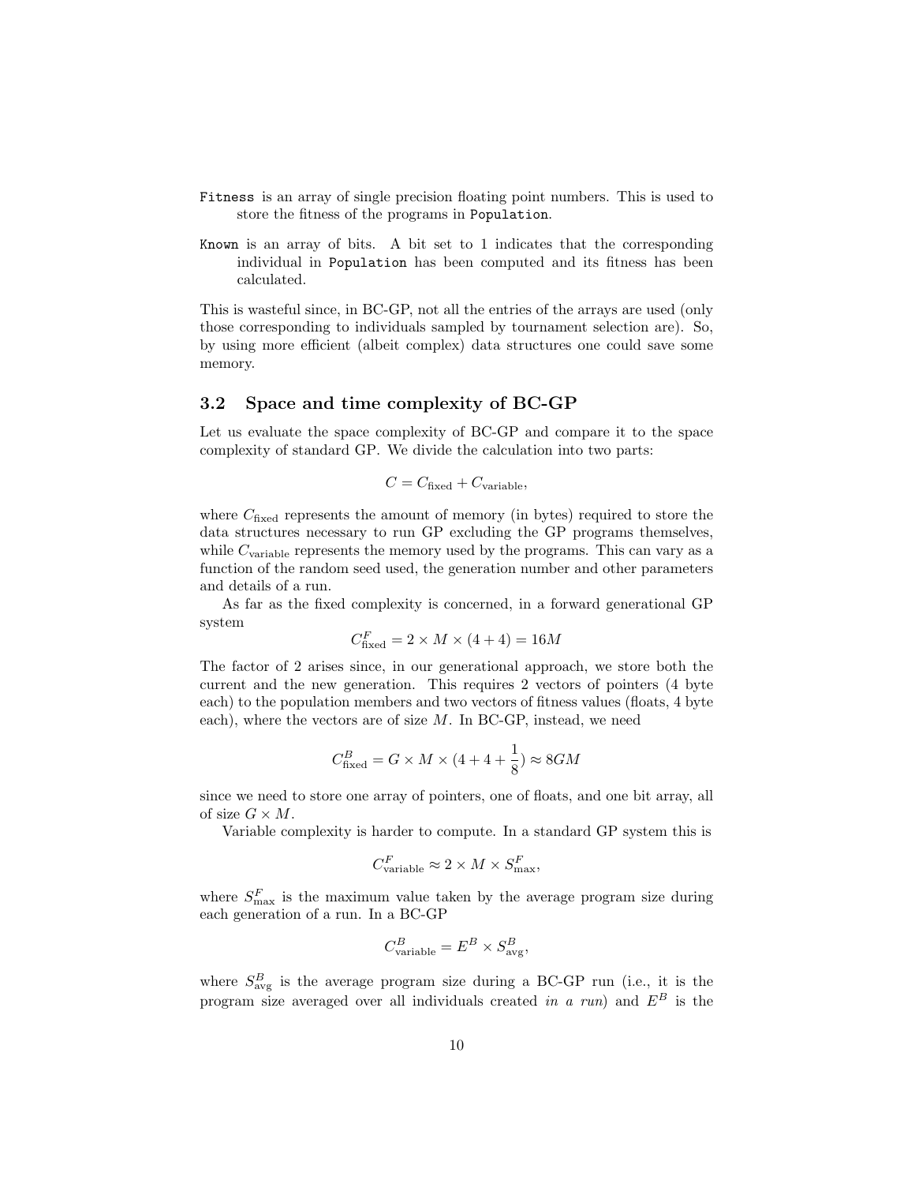`Fitness` is an array of single precision floating point numbers. This is used to store the fitness of the programs in `Population`.

`Known` is an array of bits. A bit set to 1 indicates that the corresponding individual in `Population` has been computed and its fitness has been calculated.

This is wasteful since, in BC-GP, not all the entries of the arrays are used (only those corresponding to individuals sampled by tournament selection are). So, by using more efficient (albeit complex) data structures one could save some memory.

### 3.2 Space and time complexity of BC-GP

Let us evaluate the space complexity of BC-GP and compare it to the space complexity of standard GP. We divide the calculation into two parts:

$$C = C_{\text{fixed}} + C_{\text{variable}},$$

where $C_{\text{fixed}}$ represents the amount of memory (in bytes) required to store the data structures necessary to run GP excluding the GP programs themselves, while $C_{\text{variable}}$ represents the memory used by the programs. This can vary as a function of the random seed used, the generation number and other parameters and details of a run.

As far as the fixed complexity is concerned, in a forward generational GP system

$$C^F_{\text{fixed}} = 2 \times M \times (4 + 4) = 16M$$

The factor of 2 arises since, in our generational approach, we store both the current and the new generation. This requires 2 vectors of pointers (4 byte each) to the population members and two vectors of fitness values (floats, 4 byte each), where the vectors are of size $M$. In BC-GP, instead, we need

$$C^B_{\text{fixed}} = G \times M \times (4 + 4 + \frac{1}{8}) \approx 8GM$$

since we need to store one array of pointers, one of floats, and one bit array, all of size $G \times M$.

Variable complexity is harder to compute. In a standard GP system this is

$$C^F_{\text{variable}} \approx 2 \times M \times S^F_{\max},$$

where $S^F_{\max}$ is the maximum value taken by the average program size during each generation of a run. In a BC-GP

$$C^B_{\text{variable}} = E^B \times S^B_{\text{avg}},$$

where $S^B_{\text{avg}}$ is the average program size during a BC-GP run (i.e., it is the program size averaged over all individuals created *in a run*) and $E^B$ is the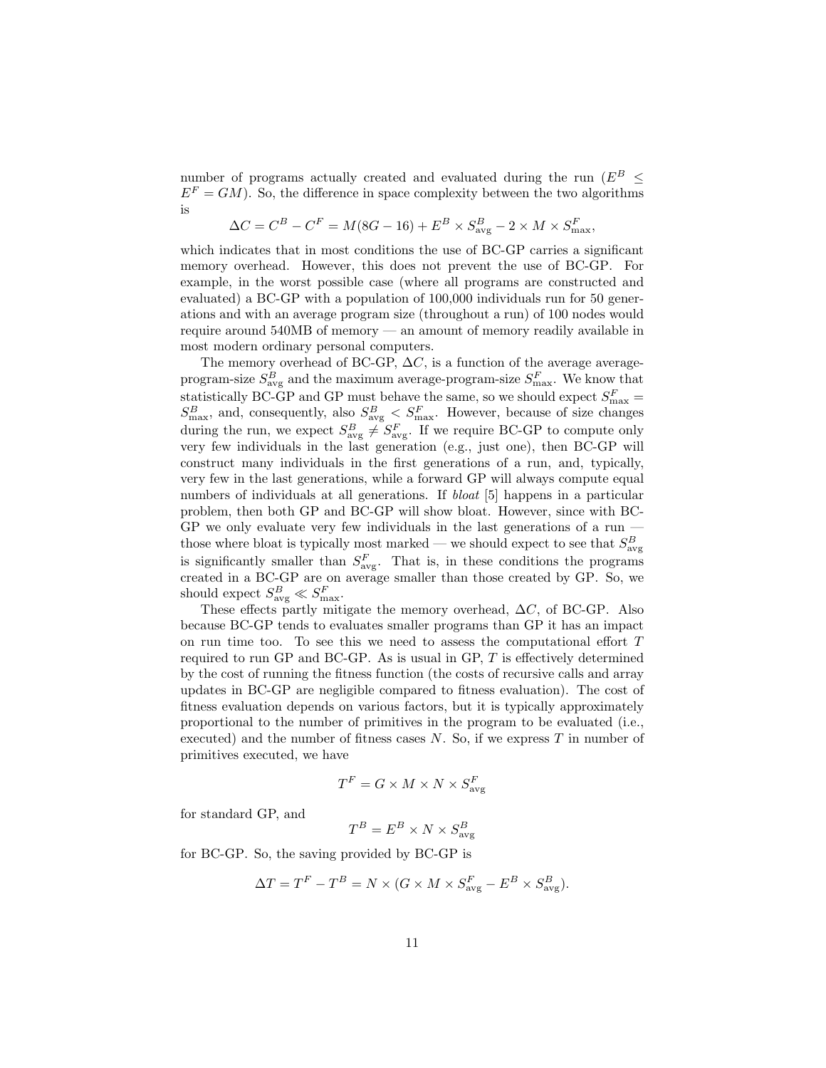number of programs actually created and evaluated during the run ($E^B \leq E^F = GM$). So, the difference in space complexity between the two algorithms is

$$\Delta C = C^B - C^F = M(8G - 16) + E^B \times S^B_{\text{avg}} - 2 \times M \times S^F_{\text{max}},$$

which indicates that in most conditions the use of BC-GP carries a significant memory overhead. However, this does not prevent the use of BC-GP. For example, in the worst possible case (where all programs are constructed and evaluated) a BC-GP with a population of 100,000 individuals run for 50 generations and with an average program size (throughout a run) of 100 nodes would require around 540MB of memory — an amount of memory readily available in most modern ordinary personal computers.

The memory overhead of BC-GP, $\Delta C$, is a function of the average average-program-size $S^B_{\text{avg}}$ and the maximum average-program-size $S^F_{\text{max}}$. We know that statistically BC-GP and GP must behave the same, so we should expect $S^F_{\text{max}} = S^B_{\text{max}}$, and, consequently, also $S^B_{\text{avg}} < S^F_{\text{max}}$. However, because of size changes during the run, we expect $S^B_{\text{avg}} \neq S^F_{\text{avg}}$. If we require BC-GP to compute only very few individuals in the last generation (e.g., just one), then BC-GP will construct many individuals in the first generations of a run, and, typically, very few in the last generations, while a forward GP will always compute equal numbers of individuals at all generations. If *bloat* [5] happens in a particular problem, then both GP and BC-GP will show bloat. However, since with BC-GP we only evaluate very few individuals in the last generations of a run — those where bloat is typically most marked — we should expect to see that $S^B_{\text{avg}}$ is significantly smaller than $S^F_{\text{avg}}$. That is, in these conditions the programs created in a BC-GP are on average smaller than those created by GP. So, we should expect $S^B_{\text{avg}} \ll S^F_{\text{max}}$.

These effects partly mitigate the memory overhead, $\Delta C$, of BC-GP. Also because BC-GP tends to evaluates smaller programs than GP it has an impact on run time too. To see this we need to assess the computational effort $T$ required to run GP and BC-GP. As is usual in GP, $T$ is effectively determined by the cost of running the fitness function (the costs of recursive calls and array updates in BC-GP are negligible compared to fitness evaluation). The cost of fitness evaluation depends on various factors, but it is typically approximately proportional to the number of primitives in the program to be evaluated (i.e., executed) and the number of fitness cases $N$. So, if we express $T$ in number of primitives executed, we have

$$T^F = G \times M \times N \times S^F_{\text{avg}}$$

for standard GP, and

$$T^B = E^B \times N \times S^B_{\text{avg}}$$

for BC-GP. So, the saving provided by BC-GP is

$$\Delta T = T^F - T^B = N \times (G \times M \times S^F_{\text{avg}} - E^B \times S^B_{\text{avg}}).$$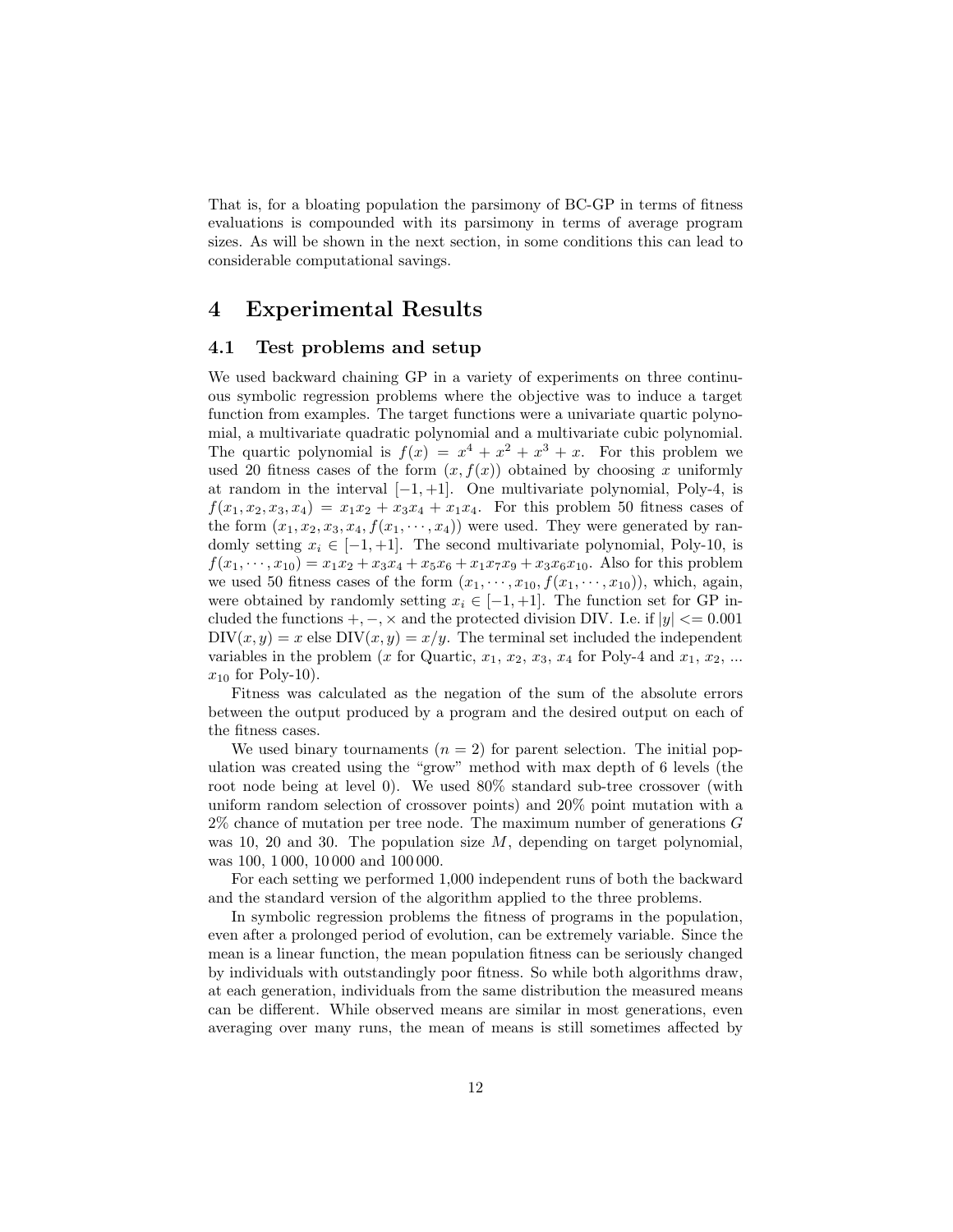That is, for a bloating population the parsimony of BC-GP in terms of fitness evaluations is compounded with its parsimony in terms of average program sizes. As will be shown in the next section, in some conditions this can lead to considerable computational savings.

# 4 Experimental Results

## 4.1 Test problems and setup

We used backward chaining GP in a variety of experiments on three continuous symbolic regression problems where the objective was to induce a target function from examples. The target functions were a univariate quartic polynomial, a multivariate quadratic polynomial and a multivariate cubic polynomial. The quartic polynomial is $f(x) = x^4 + x^2 + x^3 + x$. For this problem we used 20 fitness cases of the form $(x, f(x))$ obtained by choosing $x$ uniformly at random in the interval $[-1, +1]$. One multivariate polynomial, Poly-4, is $f(x_1, x_2, x_3, x_4) = x_1x_2 + x_3x_4 + x_1x_4$. For this problem 50 fitness cases of the form $(x_1, x_2, x_3, x_4, f(x_1, \cdots, x_4))$ were used. They were generated by randomly setting $x_i \in [-1, +1]$. The second multivariate polynomial, Poly-10, is $f(x_1, \cdots, x_{10}) = x_1x_2 + x_3x_4 + x_5x_6 + x_1x_7x_9 + x_3x_6x_{10}$. Also for this problem we used 50 fitness cases of the form $(x_1, \cdots, x_{10}, f(x_1, \cdots, x_{10}))$, which, again, were obtained by randomly setting $x_i \in [-1, +1]$. The function set for GP included the functions $+, -, \times$ and the protected division DIV. I.e. if $|y| <= 0.001$ $\text{DIV}(x, y) = x$ else $\text{DIV}(x, y) = x/y$. The terminal set included the independent variables in the problem ($x$ for Quartic, $x_1$, $x_2$, $x_3$, $x_4$ for Poly-4 and $x_1$, $x_2$, ... $x_{10}$ for Poly-10).

Fitness was calculated as the negation of the sum of the absolute errors between the output produced by a program and the desired output on each of the fitness cases.

We used binary tournaments ($n = 2$) for parent selection. The initial population was created using the "grow" method with max depth of 6 levels (the root node being at level 0). We used 80% standard sub-tree crossover (with uniform random selection of crossover points) and 20% point mutation with a 2% chance of mutation per tree node. The maximum number of generations $G$ was 10, 20 and 30. The population size $M$, depending on target polynomial, was 100, 1 000, 10 000 and 100 000.

For each setting we performed 1,000 independent runs of both the backward and the standard version of the algorithm applied to the three problems.

In symbolic regression problems the fitness of programs in the population, even after a prolonged period of evolution, can be extremely variable. Since the mean is a linear function, the mean population fitness can be seriously changed by individuals with outstandingly poor fitness. So while both algorithms draw, at each generation, individuals from the same distribution the measured means can be different. While observed means are similar in most generations, even averaging over many runs, the mean of means is still sometimes affected by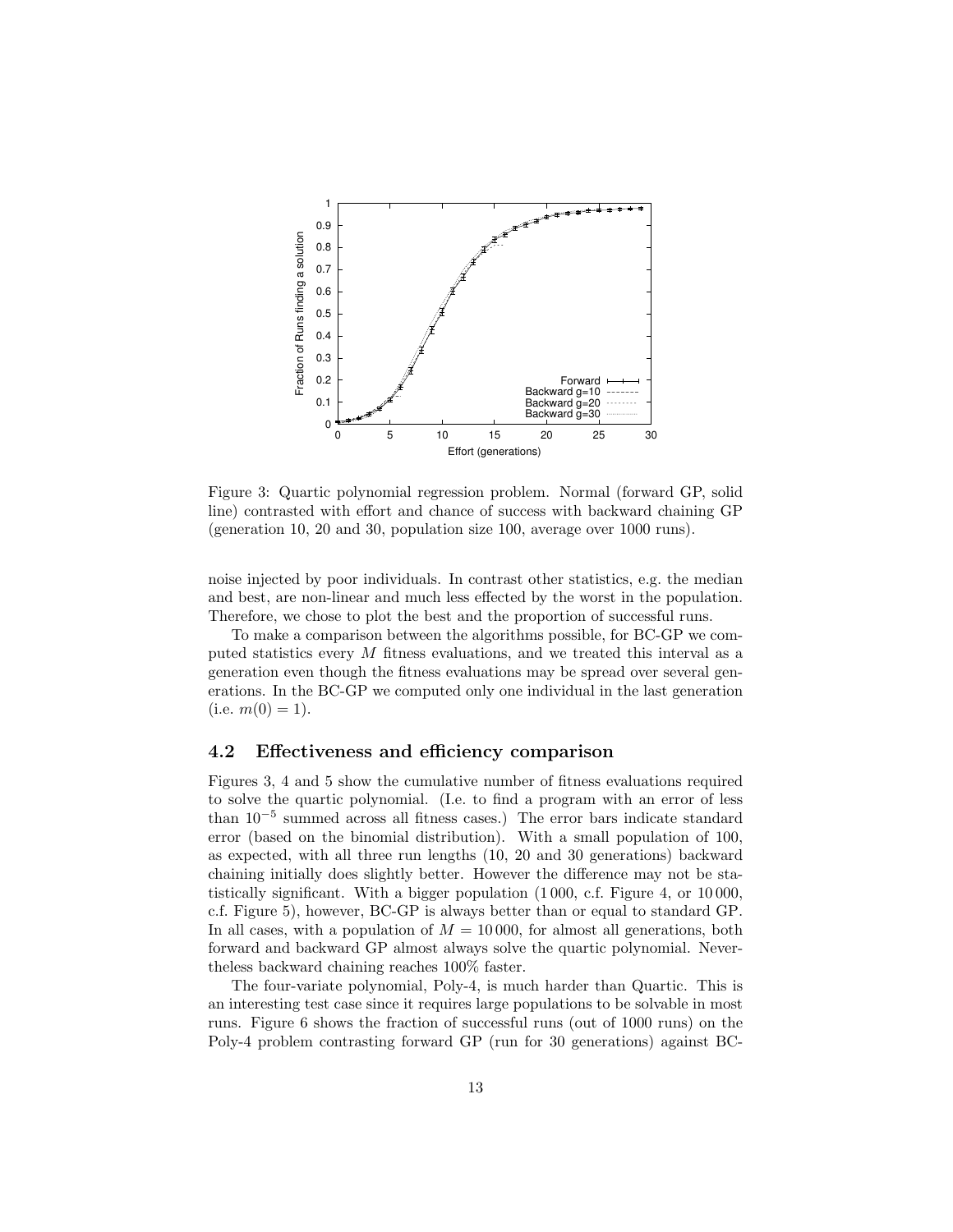Figure 3: Quartic polynomial regression problem. Normal (forward GP, solid line) contrasted with effort and chance of success with backward chaining GP (generation 10, 20 and 30, population size 100, average over 1000 runs).

noise injected by poor individuals. In contrast other statistics, e.g. the median and best, are non-linear and much less effected by the worst in the population. Therefore, we chose to plot the best and the proportion of successful runs.

To make a comparison between the algorithms possible, for BC-GP we computed statistics every $M$ fitness evaluations, and we treated this interval as a generation even though the fitness evaluations may be spread over several generations. In the BC-GP we computed only one individual in the last generation (i.e. $m(0) = 1$).

### 4.2 Effectiveness and efficiency comparison

Figures 3, 4 and 5 show the cumulative number of fitness evaluations required to solve the quartic polynomial. (I.e. to find a program with an error of less than $10^{-5}$ summed across all fitness cases.) The error bars indicate standard error (based on the binomial distribution). With a small population of 100, as expected, with all three run lengths (10, 20 and 30 generations) backward chaining initially does slightly better. However the difference may not be statistically significant. With a bigger population (1 000, c.f. Figure 4, or 10 000, c.f. Figure 5), however, BC-GP is always better than or equal to standard GP. In all cases, with a population of $M = 10\,000$, for almost all generations, both forward and backward GP almost always solve the quartic polynomial. Nevertheless backward chaining reaches 100% faster.

The four-variate polynomial, Poly-4, is much harder than Quartic. This is an interesting test case since it requires large populations to be solvable in most runs. Figure 6 shows the fraction of successful runs (out of 1000 runs) on the Poly-4 problem contrasting forward GP (run for 30 generations) against BC-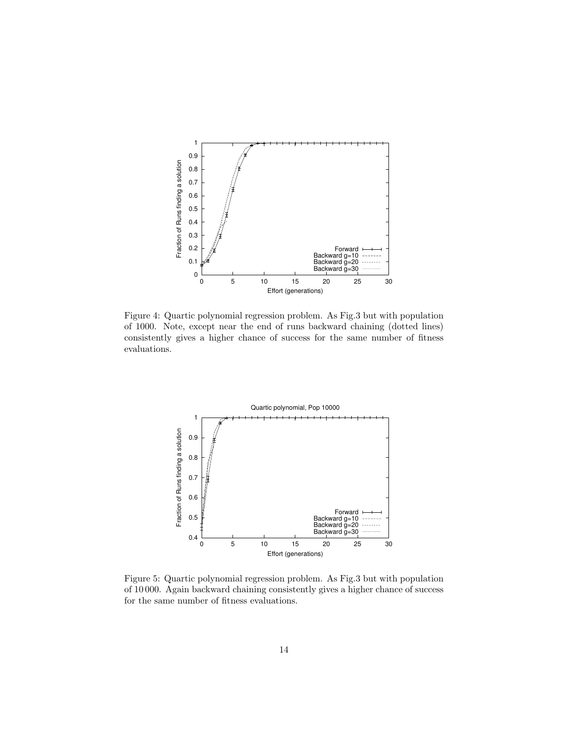Figure 4: Quartic polynomial regression problem. As Fig.3 but with population of 1000. Note, except near the end of runs backward chaining (dotted lines) consistently gives a higher chance of success for the same number of fitness evaluations.

Figure 5: Quartic polynomial regression problem. As Fig.3 but with population of 10 000. Again backward chaining consistently gives a higher chance of success for the same number of fitness evaluations.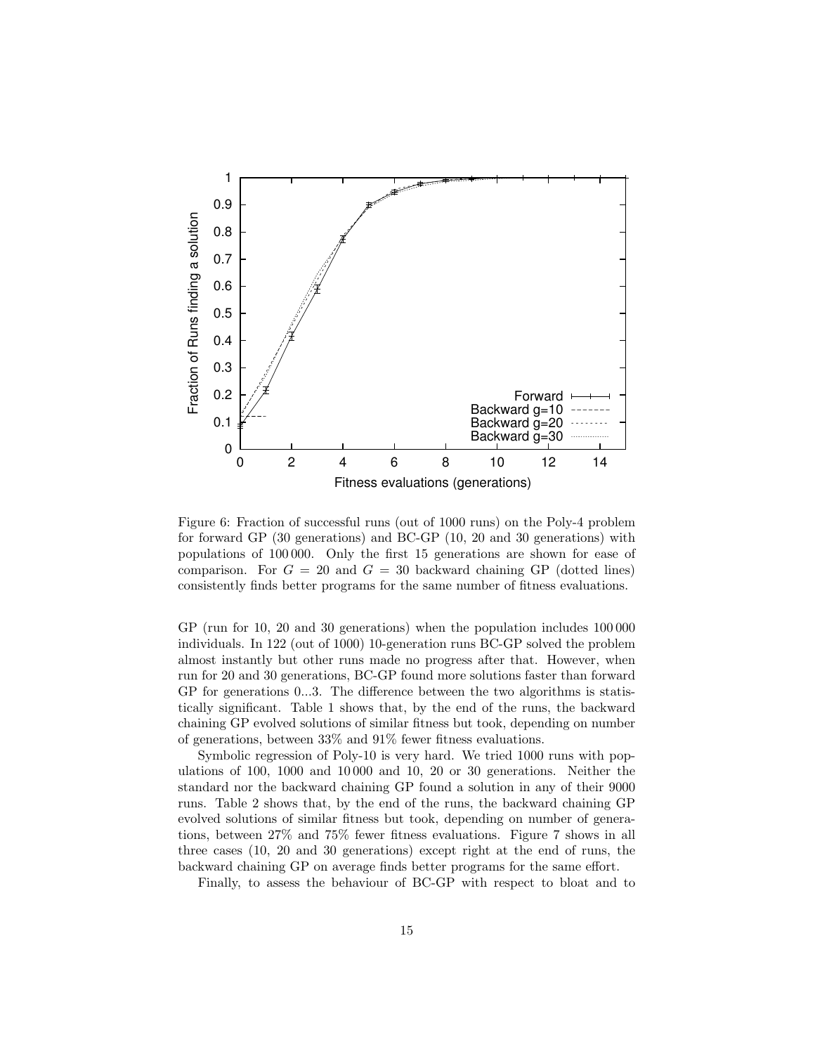Figure 6: Fraction of successful runs (out of 1000 runs) on the Poly-4 problem for forward GP (30 generations) and BC-GP (10, 20 and 30 generations) with populations of 100 000. Only the first 15 generations are shown for ease of comparison. For $G = 20$ and $G = 30$ backward chaining GP (dotted lines) consistently finds better programs for the same number of fitness evaluations.

GP (run for 10, 20 and 30 generations) when the population includes 100 000 individuals. In 122 (out of 1000) 10-generation runs BC-GP solved the problem almost instantly but other runs made no progress after that. However, when run for 20 and 30 generations, BC-GP found more solutions faster than forward GP for generations 0...3. The difference between the two algorithms is statistically significant. Table 1 shows that, by the end of the runs, the backward chaining GP evolved solutions of similar fitness but took, depending on number of generations, between 33% and 91% fewer fitness evaluations.

Symbolic regression of Poly-10 is very hard. We tried 1000 runs with populations of 100, 1000 and 10 000 and 10, 20 or 30 generations. Neither the standard nor the backward chaining GP found a solution in any of their 9000 runs. Table 2 shows that, by the end of the runs, the backward chaining GP evolved solutions of similar fitness but took, depending on number of generations, between 27% and 75% fewer fitness evaluations. Figure 7 shows in all three cases (10, 20 and 30 generations) except right at the end of runs, the backward chaining GP on average finds better programs for the same effort.

Finally, to assess the behaviour of BC-GP with respect to bloat and to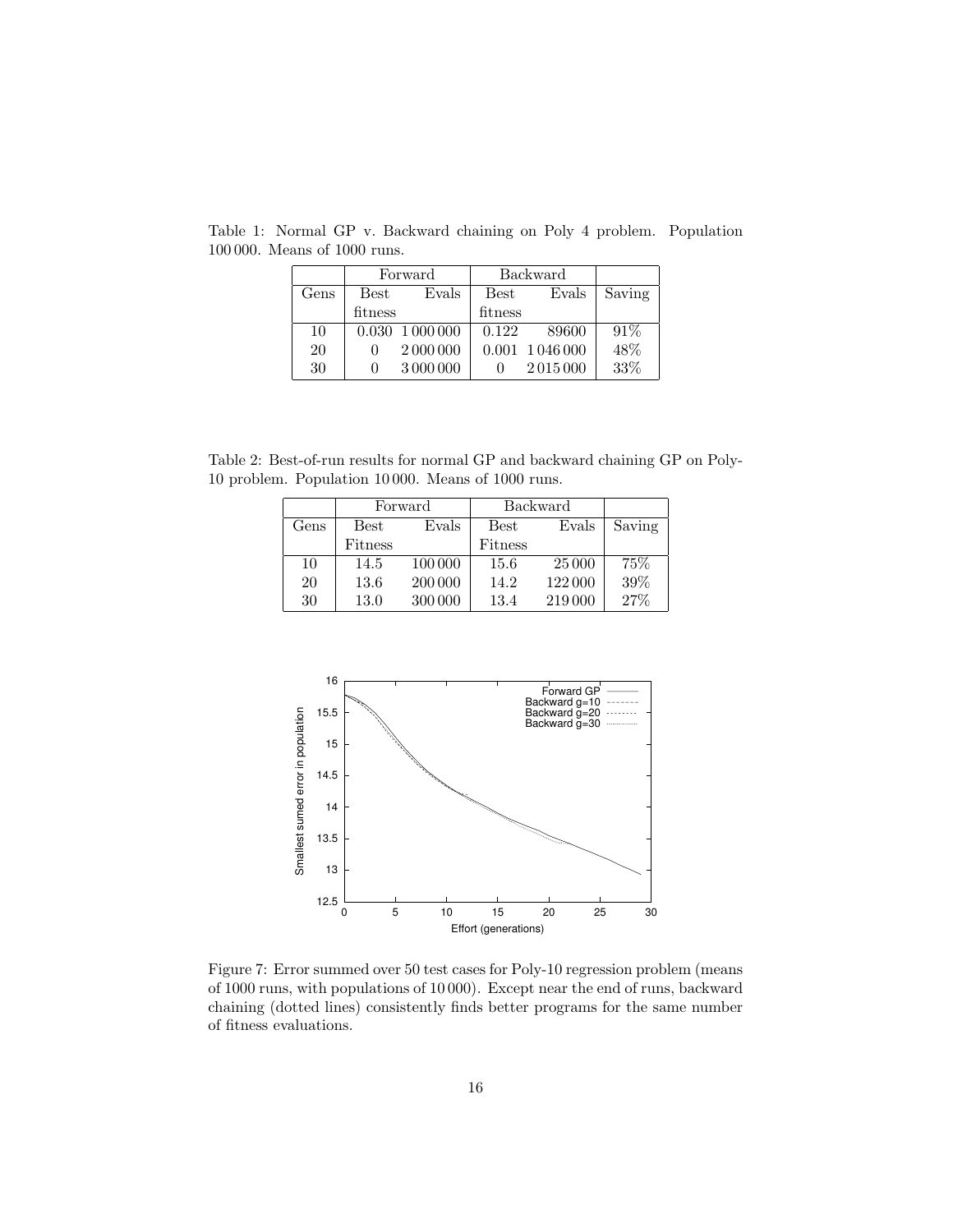Table 1: Normal GP v. Backward chaining on Poly 4 problem. Population 100 000. Means of 1000 runs.

| | Forward | | Backward | | |
|---|---|---|---|---|---|
| Gens | Best fitness | Evals | Best fitness | Evals | Saving |
| 10 | 0.030 | 1 000 000 | 0.122 | 89600 | 91% |
| 20 | 0 | 2 000 000 | 0.001 | 1 046 000 | 48% |
| 30 | 0 | 3 000 000 | 0 | 2 015 000 | 33% |

Table 2: Best-of-run results for normal GP and backward chaining GP on Poly-10 problem. Population 10 000. Means of 1000 runs.

| | Forward | | Backward | | |
|---|---|---|---|---|---|
| Gens | Best Fitness | Evals | Best Fitness | Evals | Saving |
| 10 | 14.5 | 100 000 | 15.6 | 25 000 | 75% |
| 20 | 13.6 | 200 000 | 14.2 | 122 000 | 39% |
| 30 | 13.0 | 300 000 | 13.4 | 219 000 | 27% |

Figure 7: Error summed over 50 test cases for Poly-10 regression problem (means of 1000 runs, with populations of 10 000). Except near the end of runs, backward chaining (dotted lines) consistently finds better programs for the same number of fitness evaluations.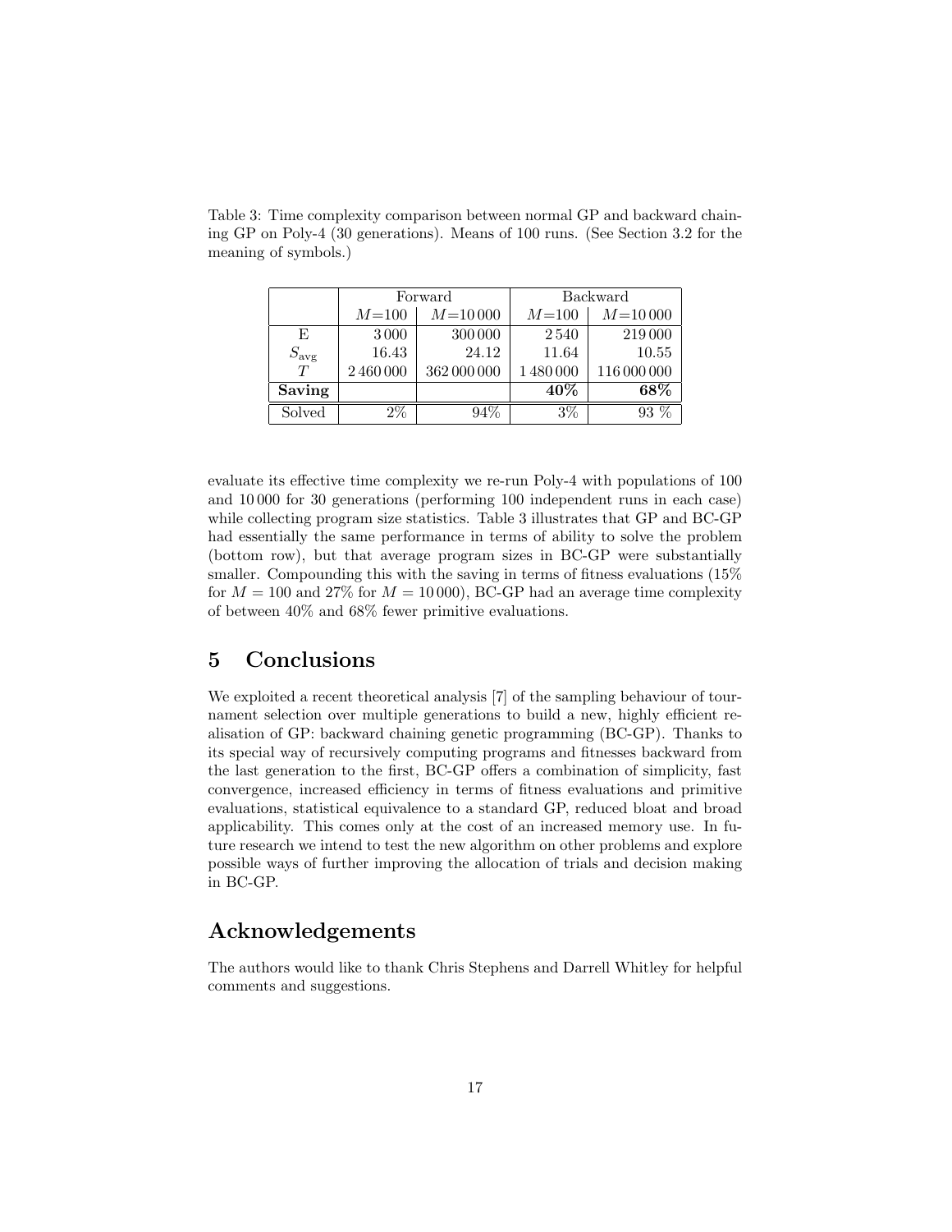Table 3: Time complexity comparison between normal GP and backward chaining GP on Poly-4 (30 generations). Means of 100 runs. (See Section 3.2 for the meaning of symbols.)

| | Forward | | Backward | |
|---|---|---|---|---|
| | $M$=100 | $M$=10 000 | $M$=100 | $M$=10 000 |
| E | 3 000 | 300 000 | 2 540 | 219 000 |
| $S_{\text{avg}}$ | 16.43 | 24.12 | 11.64 | 10.55 |
| $T$ | 2 460 000 | 362 000 000 | 1 480 000 | 116 000 000 |
| **Saving** | | | **40%** | **68%** |
| Solved | 2% | 94% | 3% | 93 % |

evaluate its effective time complexity we re-run Poly-4 with populations of 100 and 10 000 for 30 generations (performing 100 independent runs in each case) while collecting program size statistics. Table 3 illustrates that GP and BC-GP had essentially the same performance in terms of ability to solve the problem (bottom row), but that average program sizes in BC-GP were substantially smaller. Compounding this with the saving in terms of fitness evaluations (15% for $M = 100$ and 27% for $M = 10\,000$), BC-GP had an average time complexity of between 40% and 68% fewer primitive evaluations.

# 5 Conclusions

We exploited a recent theoretical analysis [7] of the sampling behaviour of tournament selection over multiple generations to build a new, highly efficient realisation of GP: backward chaining genetic programming (BC-GP). Thanks to its special way of recursively computing programs and fitnesses backward from the last generation to the first, BC-GP offers a combination of simplicity, fast convergence, increased efficiency in terms of fitness evaluations and primitive evaluations, statistical equivalence to a standard GP, reduced bloat and broad applicability. This comes only at the cost of an increased memory use. In future research we intend to test the new algorithm on other problems and explore possible ways of further improving the allocation of trials and decision making in BC-GP.

# Acknowledgements

The authors would like to thank Chris Stephens and Darrell Whitley for helpful comments and suggestions.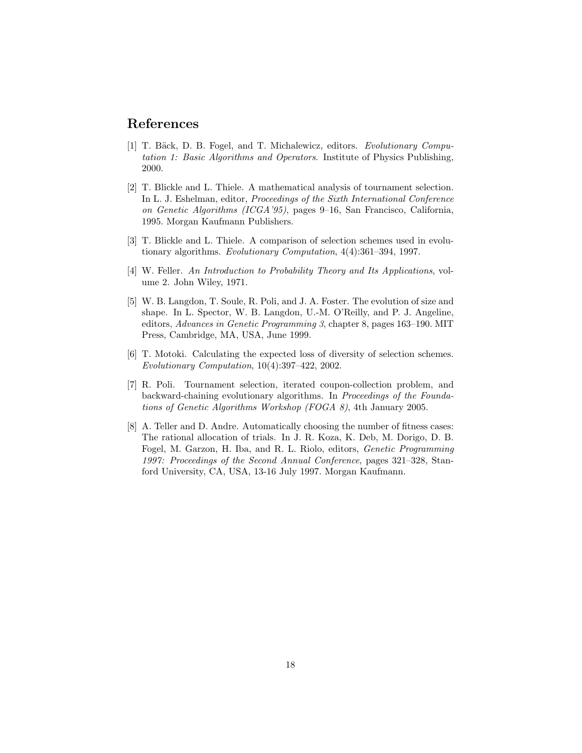## References

[1] T. Bäck, D. B. Fogel, and T. Michalewicz, editors. *Evolutionary Computation 1: Basic Algorithms and Operators*. Institute of Physics Publishing, 2000.

[2] T. Blickle and L. Thiele. A mathematical analysis of tournament selection. In L. J. Eshelman, editor, *Proceedings of the Sixth International Conference on Genetic Algorithms (ICGA'95)*, pages 9–16, San Francisco, California, 1995. Morgan Kaufmann Publishers.

[3] T. Blickle and L. Thiele. A comparison of selection schemes used in evolutionary algorithms. *Evolutionary Computation*, 4(4):361–394, 1997.

[4] W. Feller. *An Introduction to Probability Theory and Its Applications*, volume 2. John Wiley, 1971.

[5] W. B. Langdon, T. Soule, R. Poli, and J. A. Foster. The evolution of size and shape. In L. Spector, W. B. Langdon, U.-M. O'Reilly, and P. J. Angeline, editors, *Advances in Genetic Programming 3*, chapter 8, pages 163–190. MIT Press, Cambridge, MA, USA, June 1999.

[6] T. Motoki. Calculating the expected loss of diversity of selection schemes. *Evolutionary Computation*, 10(4):397–422, 2002.

[7] R. Poli. Tournament selection, iterated coupon-collection problem, and backward-chaining evolutionary algorithms. In *Proceedings of the Foundations of Genetic Algorithms Workshop (FOGA 8)*, 4th January 2005.

[8] A. Teller and D. Andre. Automatically choosing the number of fitness cases: The rational allocation of trials. In J. R. Koza, K. Deb, M. Dorigo, D. B. Fogel, M. Garzon, H. Iba, and R. L. Riolo, editors, *Genetic Programming 1997: Proceedings of the Second Annual Conference*, pages 321–328, Stanford University, CA, USA, 13-16 July 1997. Morgan Kaufmann.